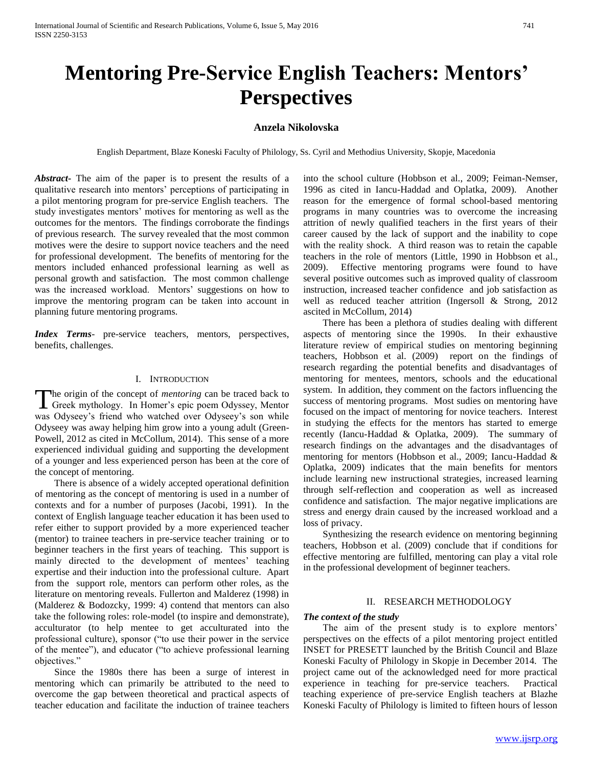# Mentoring Pre-Service English Teachers: Mentors' Perspectives

**Anzela Nikolovska**

English Department, Blaze Koneski Faculty of Philology, Ss. Cyril and Methodius University, Skopje, Macedonia

***Abstract***- The aim of the paper is to present the results of a qualitative research into mentors' perceptions of participating in a pilot mentoring program for pre-service English teachers. The study investigates mentors' motives for mentoring as well as the outcomes for the mentors. The findings corroborate the findings of previous research. The survey revealed that the most common motives were the desire to support novice teachers and the need for professional development. The benefits of mentoring for the mentors included enhanced professional learning as well as personal growth and satisfaction. The most common challenge was the increased workload. Mentors' suggestions on how to improve the mentoring program can be taken into account in planning future mentoring programs.

***Index Terms***- pre-service teachers, mentors, perspectives, benefits, challenges.

## I. INTRODUCTION

The origin of the concept of *mentoring* can be traced back to Greek mythology. In Homer's epic poem Odyssey, Mentor was Odyseey's friend who watched over Odyseey's son while Odyseey was away helping him grow into a young adult (Green-Powell, 2012 as cited in McCollum, 2014). This sense of a more experienced individual guiding and supporting the development of a younger and less experienced person has been at the core of the concept of mentoring.

There is absence of a widely accepted operational definition of mentoring as the concept of mentoring is used in a number of contexts and for a number of purposes (Jacobi, 1991). In the context of English language teacher education it has been used to refer either to support provided by a more experienced teacher (mentor) to trainee teachers in pre-service teacher training or to beginner teachers in the first years of teaching. This support is mainly directed to the development of mentees' teaching expertise and their induction into the professional culture. Apart from the support role, mentors can perform other roles, as the literature on mentoring reveals. Fullerton and Malderez (1998) in (Malderez & Bodozcky, 1999: 4) contend that mentors can also take the following roles: role-model (to inspire and demonstrate), acculturator (to help mentee to get acculturated into the professional culture), sponsor ("to use their power in the service of the mentee"), and educator ("to achieve professional learning objectives."

Since the 1980s there has been a surge of interest in mentoring which can primarily be attributed to the need to overcome the gap between theoretical and practical aspects of teacher education and facilitate the induction of trainee teachers into the school culture (Hobbson et al., 2009; Feiman-Nemser, 1996 as cited in Iancu-Haddad and Oplatka, 2009). Another reason for the emergence of formal school-based mentoring programs in many countries was to overcome the increasing attrition of newly qualified teachers in the first years of their career caused by the lack of support and the inability to cope with the reality shock. A third reason was to retain the capable teachers in the role of mentors (Little, 1990 in Hobbson et al., 2009). Effective mentoring programs were found to have several positive outcomes such as improved quality of classroom instruction, increased teacher confidence and job satisfaction as well as reduced teacher attrition (Ingersoll & Strong, 2012 ascited in McCollum, 2014)

There has been a plethora of studies dealing with different aspects of mentoring since the 1990s. In their exhaustive literature review of empirical studies on mentoring beginning teachers, Hobbson et al. (2009) report on the findings of research regarding the potential benefits and disadvantages of mentoring for mentees, mentors, schools and the educational system. In addition, they comment on the factors influencing the success of mentoring programs. Most sudies on mentoring have focused on the impact of mentoring for novice teachers. Interest in studying the effects for the mentors has started to emerge recently (Iancu-Haddad & Oplatka, 2009). The summary of research findings on the advantages and the disadvantages of mentoring for mentors (Hobbson et al., 2009; Iancu-Haddad & Oplatka, 2009) indicates that the main benefits for mentors include learning new instructional strategies, increased learning through self-reflection and cooperation as well as increased confidence and satisfaction. The major negative implications are stress and energy drain caused by the increased workload and a loss of privacy.

Synthesizing the research evidence on mentoring beginning teachers, Hobbson et al. (2009) conclude that if conditions for effective mentoring are fulfilled, mentoring can play a vital role in the professional development of beginner teachers.

## II. RESEARCH METHODOLOGY

### *The context of the study*

The aim of the present study is to explore mentors' perspectives on the effects of a pilot mentoring project entitled INSET for PRESETT launched by the British Council and Blaze Koneski Faculty of Philology in Skopje in December 2014. The project came out of the acknowledged need for more practical experience in teaching for pre-service teachers. Practical teaching experience of pre-service English teachers at Blazhe Koneski Faculty of Philology is limited to fifteen hours of lesson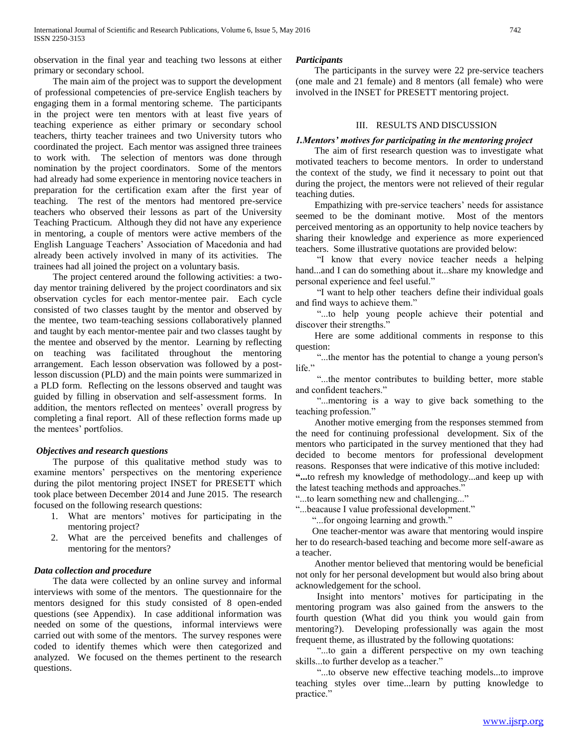observation in the final year and teaching two lessons at either primary or secondary school.

The main aim of the project was to support the development of professional competencies of pre-service English teachers by engaging them in a formal mentoring scheme. The participants in the project were ten mentors with at least five years of teaching experience as either primary or secondary school teachers, thirty teacher trainees and two University tutors who coordinated the project. Each mentor was assigned three trainees to work with. The selection of mentors was done through nomination by the project coordinators. Some of the mentors had already had some experience in mentoring novice teachers in preparation for the certification exam after the first year of teaching. The rest of the mentors had mentored pre-service teachers who observed their lessons as part of the University Teaching Practicum. Although they did not have any experience in mentoring, a couple of mentors were active members of the English Language Teachers' Association of Macedonia and had already been actively involved in many of its activities. The trainees had all joined the project on a voluntary basis.

The project centered around the following activities: a two-day mentor training delivered by the project coordinators and six observation cycles for each mentor-mentee pair. Each cycle consisted of two classes taught by the mentor and observed by the mentee, two team-teaching sessions collaboratively planned and taught by each mentor-mentee pair and two classes taught by the mentee and observed by the mentor. Learning by reflecting on teaching was facilitated throughout the mentoring arrangement. Each lesson observation was followed by a post-lesson discussion (PLD) and the main points were summarized in a PLD form. Reflecting on the lessons observed and taught was guided by filling in observation and self-assessment forms. In addition, the mentors reflected on mentees' overall progress by completing a final report. All of these reflection forms made up the mentees' portfolios.

### *Objectives and research questions*

The purpose of this qualitative method study was to examine mentors' perspectives on the mentoring experience during the pilot mentoring project INSET for PRESETT which took place between December 2014 and June 2015. The research focused on the following research questions:

1. What are mentors' motives for participating in the mentoring project?
2. What are the perceived benefits and challenges of mentoring for the mentors?

### *Data collection and procedure*

The data were collected by an online survey and informal interviews with some of the mentors. The questionnaire for the mentors designed for this study consisted of 8 open-ended questions (see Appendix). In case additional information was needed on some of the questions, informal interviews were carried out with some of the mentors. The survey respones were coded to identify themes which were then categorized and analyzed. We focused on the themes pertinent to the research questions.

### *Participants*

The participants in the survey were 22 pre-service teachers (one male and 21 female) and 8 mentors (all female) who were involved in the INSET for PRESETT mentoring project.

## III. RESULTS AND DISCUSSION

### *1.Mentors' motives for participating in the mentoring project*

The aim of first research question was to investigate what motivated teachers to become mentors. In order to understand the context of the study, we find it necessary to point out that during the project, the mentors were not relieved of their regular teaching duties.

Empathizing with pre-service teachers' needs for assistance seemed to be the dominant motive. Most of the mentors perceived mentoring as an opportunity to help novice teachers by sharing their knowledge and experience as more experienced teachers. Some illustrative quotations are provided below:

"I know that every novice teacher needs a helping hand...and I can do something about it...share my knowledge and personal experience and feel useful."

"I want to help other teachers define their individual goals and find ways to achieve them."

"...to help young people achieve their potential and discover their strengths."

Here are some additional comments in response to this question:

"...the mentor has the potential to change a young person's life."

"...the mentor contributes to building better, more stable and confident teachers."

"...mentoring is a way to give back something to the teaching profession."

Another motive emerging from the responses stemmed from the need for continuing professional development. Six of the mentors who participated in the survey mentioned that they had decided to become mentors for professional development reasons. Responses that were indicative of this motive included:

**"...**to refresh my knowledge of methodology...and keep up with the latest teaching methods and approaches."

"...to learn something new and challenging..."

"...beacause I value professional development."

"...for ongoing learning and growth."

One teacher-mentor was aware that mentoring would inspire her to do research-based teaching and become more self-aware as a teacher.

Another mentor believed that mentoring would be beneficial not only for her personal development but would also bring about acknowledgement for the school.

Insight into mentors' motives for participating in the mentoring program was also gained from the answers to the fourth question (What did you think you would gain from mentoring?). Developing professionally was again the most frequent theme, as illustrated by the following quotations:

"...to gain a different perspective on my own teaching skills...to further develop as a teacher."

"...to observe new effective teaching models...to improve teaching styles over time...learn by putting knowledge to practice."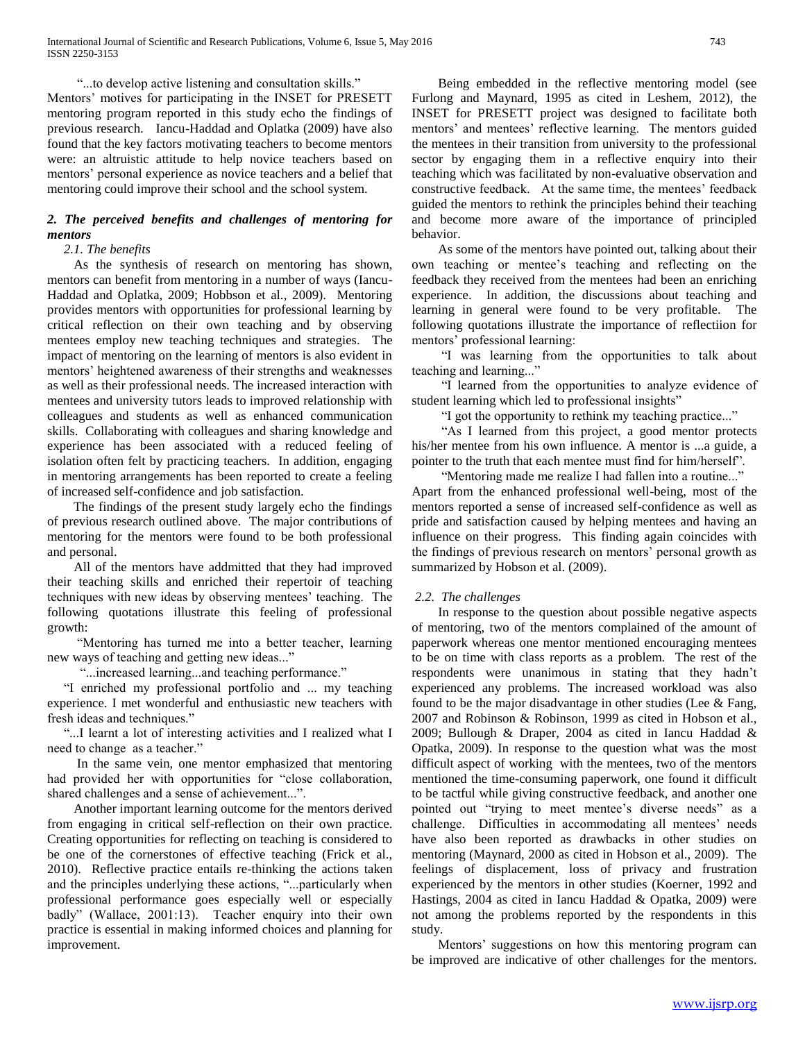"...to develop active listening and consultation skills."

Mentors' motives for participating in the INSET for PRESETT mentoring program reported in this study echo the findings of previous research. Iancu-Haddad and Oplatka (2009) have also found that the key factors motivating teachers to become mentors were: an altruistic attitude to help novice teachers based on mentors' personal experience as novice teachers and a belief that mentoring could improve their school and the school system.

### *2. The perceived benefits and challenges of mentoring for mentors*

#### *2.1. The benefits*

As the synthesis of research on mentoring has shown, mentors can benefit from mentoring in a number of ways (Iancu-Haddad and Oplatka, 2009; Hobbson et al., 2009). Mentoring provides mentors with opportunities for professional learning by critical reflection on their own teaching and by observing mentees employ new teaching techniques and strategies. The impact of mentoring on the learning of mentors is also evident in mentors' heightened awareness of their strengths and weaknesses as well as their professional needs. The increased interaction with mentees and university tutors leads to improved relationship with colleagues and students as well as enhanced communication skills. Collaborating with colleagues and sharing knowledge and experience has been associated with a reduced feeling of isolation often felt by practicing teachers. In addition, engaging in mentoring arrangements has been reported to create a feeling of increased self-confidence and job satisfaction.

The findings of the present study largely echo the findings of previous research outlined above. The major contributions of mentoring for the mentors were found to be both professional and personal.

All of the mentors have addmitted that they had improved their teaching skills and enriched their repertoir of teaching techniques with new ideas by observing mentees' teaching. The following quotations illustrate this feeling of professional growth:

"Mentoring has turned me into a better teacher, learning new ways of teaching and getting new ideas..."

"...increased learning...and teaching performance."

"I enriched my professional portfolio and ... my teaching experience. I met wonderful and enthusiastic new teachers with fresh ideas and techniques."

"...I learnt a lot of interesting activities and I realized what I need to change as a teacher."

In the same vein, one mentor emphasized that mentoring had provided her with opportunities for "close collaboration, shared challenges and a sense of achievement...".

Another important learning outcome for the mentors derived from engaging in critical self-reflection on their own practice. Creating opportunities for reflecting on teaching is considered to be one of the cornerstones of effective teaching (Frick et al., 2010). Reflective practice entails re-thinking the actions taken and the principles underlying these actions, "...particularly when professional performance goes especially well or especially badly" (Wallace, 2001:13). Teacher enquiry into their own practice is essential in making informed choices and planning for improvement.

Being embedded in the reflective mentoring model (see Furlong and Maynard, 1995 as cited in Leshem, 2012), the INSET for PRESETT project was designed to facilitate both mentors' and mentees' reflective learning. The mentors guided the mentees in their transition from university to the professional sector by engaging them in a reflective enquiry into their teaching which was facilitated by non-evaluative observation and constructive feedback. At the same time, the mentees' feedback guided the mentors to rethink the principles behind their teaching and become more aware of the importance of principled behavior.

As some of the mentors have pointed out, talking about their own teaching or mentee's teaching and reflecting on the feedback they received from the mentees had been an enriching experience. In addition, the discussions about teaching and learning in general were found to be very profitable. The following quotations illustrate the importance of reflectiion for mentors' professional learning:

"I was learning from the opportunities to talk about teaching and learning..."

"I learned from the opportunities to analyze evidence of student learning which led to professional insights"

"I got the opportunity to rethink my teaching practice..."

"As I learned from this project, a good mentor protects his/her mentee from his own influence. A mentor is ...a guide, a pointer to the truth that each mentee must find for him/herself".

"Mentoring made me realize I had fallen into a routine..."

Apart from the enhanced professional well-being, most of the mentors reported a sense of increased self-confidence as well as pride and satisfaction caused by helping mentees and having an influence on their progress. This finding again coincides with the findings of previous research on mentors' personal growth as summarized by Hobson et al. (2009).

#### *2.2. The challenges*

In response to the question about possible negative aspects of mentoring, two of the mentors complained of the amount of paperwork whereas one mentor mentioned encouraging mentees to be on time with class reports as a problem. The rest of the respondents were unanimous in stating that they hadn't experienced any problems. The increased workload was also found to be the major disadvantage in other studies (Lee & Fang, 2007 and Robinson & Robinson, 1999 as cited in Hobson et al., 2009; Bullough & Draper, 2004 as cited in Iancu Haddad & Opatka, 2009). In response to the question what was the most difficult aspect of working with the mentees, two of the mentors mentioned the time-consuming paperwork, one found it difficult to be tactful while giving constructive feedback, and another one pointed out "trying to meet mentee's diverse needs" as a challenge. Difficulties in accommodating all mentees' needs have also been reported as drawbacks in other studies on mentoring (Maynard, 2000 as cited in Hobson et al., 2009). The feelings of displacement, loss of privacy and frustration experienced by the mentors in other studies (Koerner, 1992 and Hastings, 2004 as cited in Iancu Haddad & Opatka, 2009) were not among the problems reported by the respondents in this study.

Mentors' suggestions on how this mentoring program can be improved are indicative of other challenges for the mentors.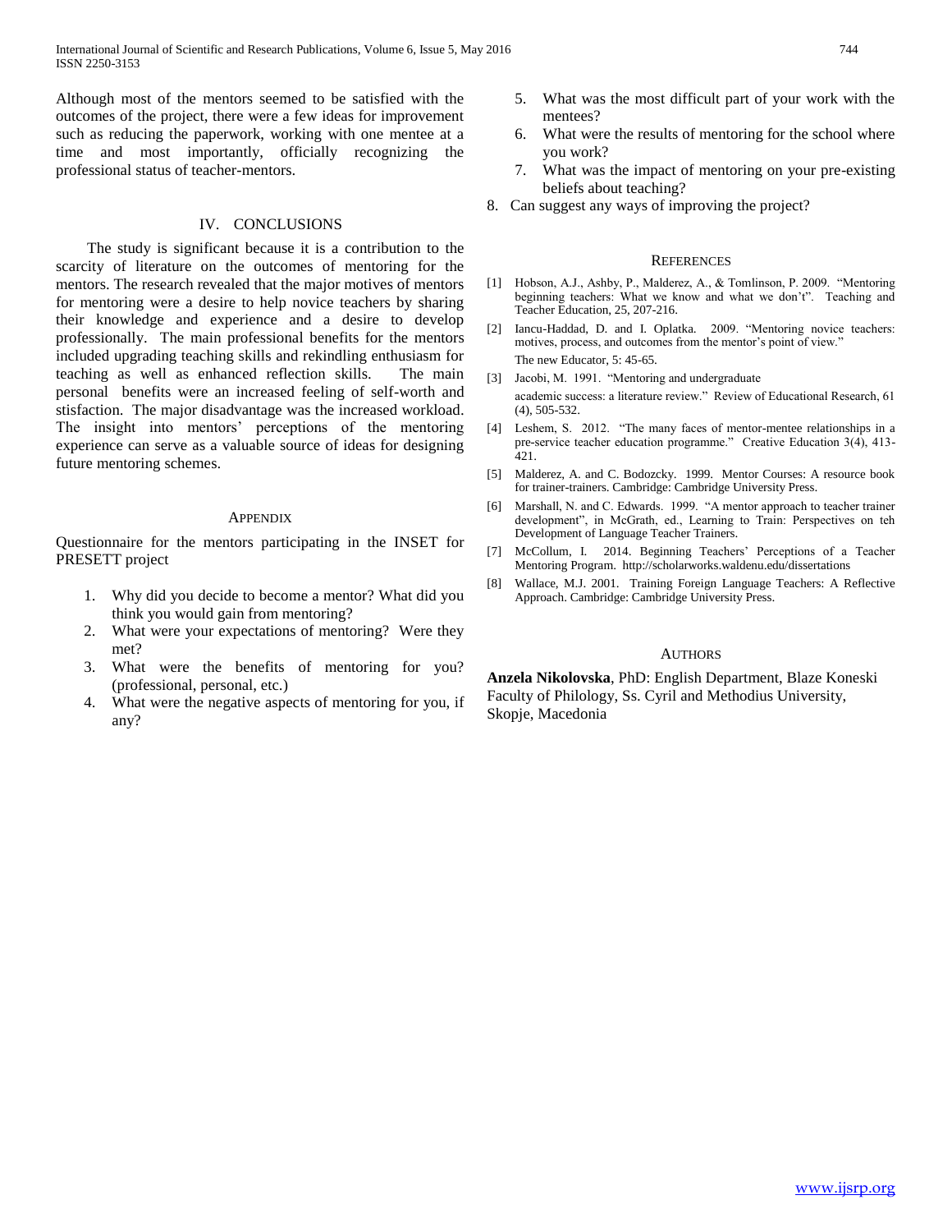Although most of the mentors seemed to be satisfied with the outcomes of the project, there were a few ideas for improvement such as reducing the paperwork, working with one mentee at a time and most importantly, officially recognizing the professional status of teacher-mentors.

## IV. CONCLUSIONS

The study is significant because it is a contribution to the scarcity of literature on the outcomes of mentoring for the mentors. The research revealed that the major motives of mentors for mentoring were a desire to help novice teachers by sharing their knowledge and experience and a desire to develop professionally. The main professional benefits for the mentors included upgrading teaching skills and rekindling enthusiasm for teaching as well as enhanced reflection skills. The main personal benefits were an increased feeling of self-worth and stisfaction. The major disadvantage was the increased workload. The insight into mentors' perceptions of the mentoring experience can serve as a valuable source of ideas for designing future mentoring schemes.

## APPENDIX

Questionnaire for the mentors participating in the INSET for PRESETT project

1. Why did you decide to become a mentor? What did you think you would gain from mentoring?
2. What were your expectations of mentoring? Were they met?
3. What were the benefits of mentoring for you? (professional, personal, etc.)
4. What were the negative aspects of mentoring for you, if any?
5. What was the most difficult part of your work with the mentees?
6. What were the results of mentoring for the school where you work?
7. What was the impact of mentoring on your pre-existing beliefs about teaching?
8. Can suggest any ways of improving the project?

## REFERENCES

[1] Hobson, A.J., Ashby, P., Malderez, A., & Tomlinson, P. 2009. "Mentoring beginning teachers: What we know and what we don't". Teaching and Teacher Education, 25, 207-216.

[2] Iancu-Haddad, D. and I. Oplatka. 2009. "Mentoring novice teachers: motives, process, and outcomes from the mentor's point of view." The new Educator, 5: 45-65.

[3] Jacobi, M. 1991. "Mentoring and undergraduate academic success: a literature review." Review of Educational Research, 61 (4), 505-532.

[4] Leshem, S. 2012. "The many faces of mentor-mentee relationships in a pre-service teacher education programme." Creative Education 3(4), 413-421.

[5] Malderez, A. and C. Bodozcky. 1999. Mentor Courses: A resource book for trainer-trainers. Cambridge: Cambridge University Press.

[6] Marshall, N. and C. Edwards. 1999. "A mentor approach to teacher trainer development", in McGrath, ed., Learning to Train: Perspectives on teh Development of Language Teacher Trainers.

[7] McCollum, I. 2014. Beginning Teachers' Perceptions of a Teacher Mentoring Program. http://scholarworks.waldenu.edu/dissertations

[8] Wallace, M.J. 2001. Training Foreign Language Teachers: A Reflective Approach. Cambridge: Cambridge University Press.

## AUTHORS

**Anzela Nikolovska**, PhD: English Department, Blaze Koneski Faculty of Philology, Ss. Cyril and Methodius University, Skopje, Macedonia